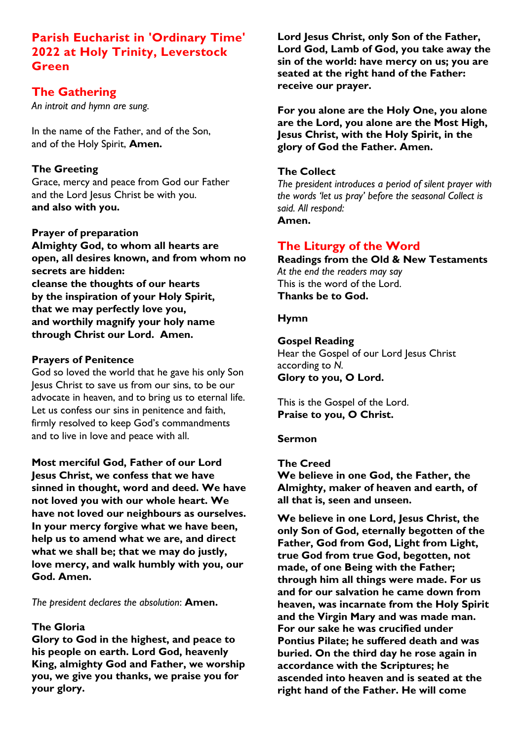# Parish Eucharist in 'Ordinary Time' 2022 at Holy Trinity, Leverstock Green

## The Gathering

*An introit and hymn are sung.*

In the name of the Father, and of the Son,
and of the Holy Spirit, **Amen.**

### The Greeting

Grace, mercy and peace from God our Father
and the Lord Jesus Christ be with you.
**and also with you.**

### Prayer of preparation

**Almighty God, to whom all hearts are open, all desires known, and from whom no secrets are hidden:
cleanse the thoughts of our hearts
by the inspiration of your Holy Spirit,
that we may perfectly love you,
and worthily magnify your holy name
through Christ our Lord. Amen.**

### Prayers of Penitence

God so loved the world that he gave his only Son Jesus Christ to save us from our sins, to be our advocate in heaven, and to bring us to eternal life. Let us confess our sins in penitence and faith, firmly resolved to keep God's commandments and to live in love and peace with all.

**Most merciful God, Father of our Lord Jesus Christ, we confess that we have sinned in thought, word and deed. We have not loved you with our whole heart. We have not loved our neighbours as ourselves. In your mercy forgive what we have been, help us to amend what we are, and direct what we shall be; that we may do justly, love mercy, and walk humbly with you, our God. Amen.**

*The president declares the absolution*: **Amen.**

### The Gloria

**Glory to God in the highest, and peace to his people on earth. Lord God, heavenly King, almighty God and Father, we worship you, we give you thanks, we praise you for your glory.**

**Lord Jesus Christ, only Son of the Father, Lord God, Lamb of God, you take away the sin of the world: have mercy on us; you are seated at the right hand of the Father: receive our prayer.**

**For you alone are the Holy One, you alone are the Lord, you alone are the Most High, Jesus Christ, with the Holy Spirit, in the glory of God the Father. Amen.**

### The Collect

*The president introduces a period of silent prayer with the words 'let us pray' before the seasonal Collect is said. All respond:*
**Amen.**

## The Liturgy of the Word

### Readings from the Old & New Testaments

*At the end the readers may say*
This is the word of the Lord.
**Thanks be to God.**

### Hymn

### Gospel Reading

Hear the Gospel of our Lord Jesus Christ according to *N.*
**Glory to you, O Lord.**

This is the Gospel of the Lord.
**Praise to you, O Christ.**

### Sermon

### The Creed

**We believe in one God, the Father, the Almighty, maker of heaven and earth, of all that is, seen and unseen.**

**We believe in one Lord, Jesus Christ, the only Son of God, eternally begotten of the Father, God from God, Light from Light, true God from true God, begotten, not made, of one Being with the Father; through him all things were made. For us and for our salvation he came down from heaven, was incarnate from the Holy Spirit and the Virgin Mary and was made man. For our sake he was crucified under Pontius Pilate; he suffered death and was buried. On the third day he rose again in accordance with the Scriptures; he ascended into heaven and is seated at the right hand of the Father. He will come**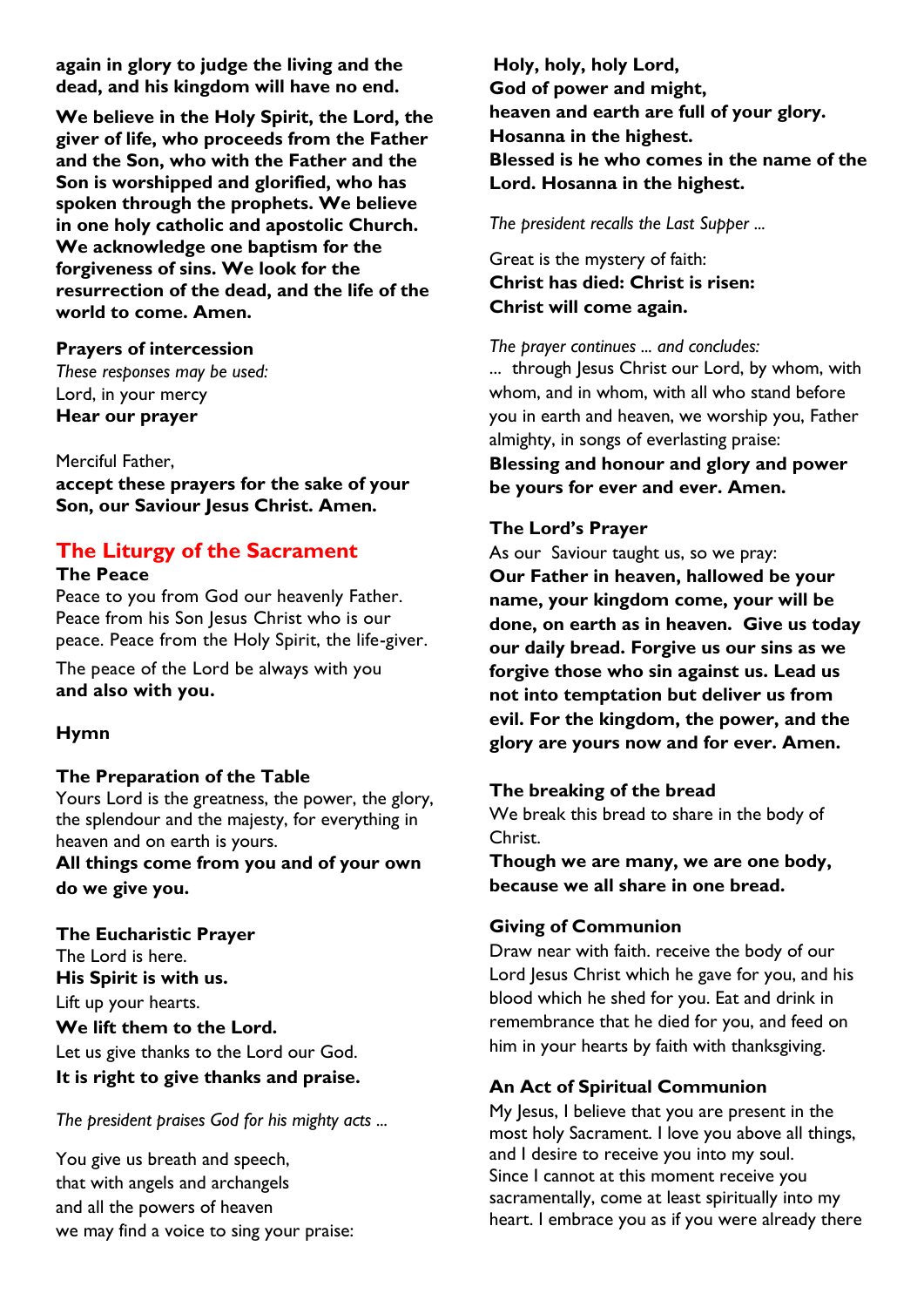**again in glory to judge the living and the dead, and his kingdom will have no end.**

**We believe in the Holy Spirit, the Lord, the giver of life, who proceeds from the Father and the Son, who with the Father and the Son is worshipped and glorified, who has spoken through the prophets. We believe in one holy catholic and apostolic Church. We acknowledge one baptism for the forgiveness of sins. We look for the resurrection of the dead, and the life of the world to come. Amen.**

**Prayers of intercession**

*These responses may be used:*
Lord, in your mercy
**Hear our prayer**

Merciful Father,
**accept these prayers for the sake of your Son, our Saviour Jesus Christ. Amen.**

## The Liturgy of the Sacrament

**The Peace**

Peace to you from God our heavenly Father. Peace from his Son Jesus Christ who is our peace. Peace from the Holy Spirit, the life-giver.

The peace of the Lord be always with you
**and also with you.**

**Hymn**

**The Preparation of the Table**

Yours Lord is the greatness, the power, the glory, the splendour and the majesty, for everything in heaven and on earth is yours.
**All things come from you and of your own do we give you.**

**The Eucharistic Prayer**

The Lord is here.
**His Spirit is with us.**
Lift up your hearts.
**We lift them to the Lord.**
Let us give thanks to the Lord our God.
**It is right to give thanks and praise.**

*The president praises God for his mighty acts ...*

You give us breath and speech,
that with angels and archangels
and all the powers of heaven
we may find a voice to sing your praise:

**Holy, holy, holy Lord,
God of power and might,
heaven and earth are full of your glory.
Hosanna in the highest.
Blessed is he who comes in the name of the Lord. Hosanna in the highest.**

*The president recalls the Last Supper ...*

Great is the mystery of faith:
**Christ has died: Christ is risen:
Christ will come again.**

*The prayer continues ... and concludes:*
... through Jesus Christ our Lord, by whom, with whom, and in whom, with all who stand before you in earth and heaven, we worship you, Father almighty, in songs of everlasting praise:
**Blessing and honour and glory and power be yours for ever and ever. Amen.**

**The Lord's Prayer**

As our Saviour taught us, so we pray:
**Our Father in heaven, hallowed be your name, your kingdom come, your will be done, on earth as in heaven. Give us today our daily bread. Forgive us our sins as we forgive those who sin against us. Lead us not into temptation but deliver us from evil. For the kingdom, the power, and the glory are yours now and for ever. Amen.**

**The breaking of the bread**

We break this bread to share in the body of Christ.
**Though we are many, we are one body, because we all share in one bread.**

**Giving of Communion**

Draw near with faith. receive the body of our Lord Jesus Christ which he gave for you, and his blood which he shed for you. Eat and drink in remembrance that he died for you, and feed on him in your hearts by faith with thanksgiving.

**An Act of Spiritual Communion**

My Jesus, I believe that you are present in the most holy Sacrament. I love you above all things, and I desire to receive you into my soul. Since I cannot at this moment receive you sacramentally, come at least spiritually into my heart. I embrace you as if you were already there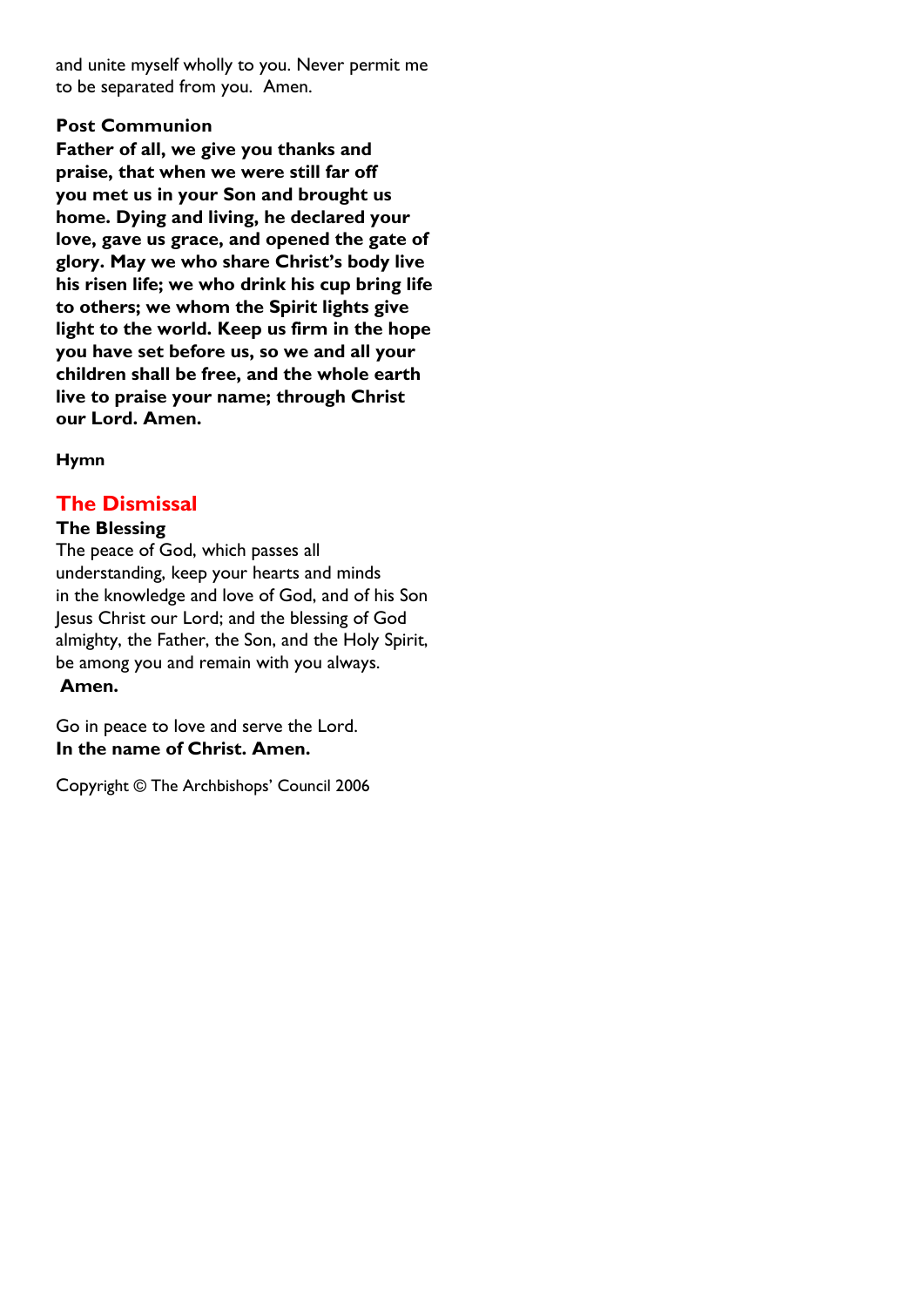and unite myself wholly to you. Never permit me to be separated from you. Amen.

**Post Communion**
**Father of all, we give you thanks and praise, that when we were still far off you met us in your Son and brought us home. Dying and living, he declared your love, gave us grace, and opened the gate of glory. May we who share Christ's body live his risen life; we who drink his cup bring life to others; we whom the Spirit lights give light to the world. Keep us firm in the hope you have set before us, so we and all your children shall be free, and the whole earth live to praise your name; through Christ our Lord. Amen.**

**Hymn**

## The Dismissal

**The Blessing**
The peace of God, which passes all understanding, keep your hearts and minds in the knowledge and love of God, and of his Son Jesus Christ our Lord; and the blessing of God almighty, the Father, the Son, and the Holy Spirit, be among you and remain with you always.
**Amen.**

Go in peace to love and serve the Lord.
**In the name of Christ. Amen.**

Copyright © The Archbishops' Council 2006